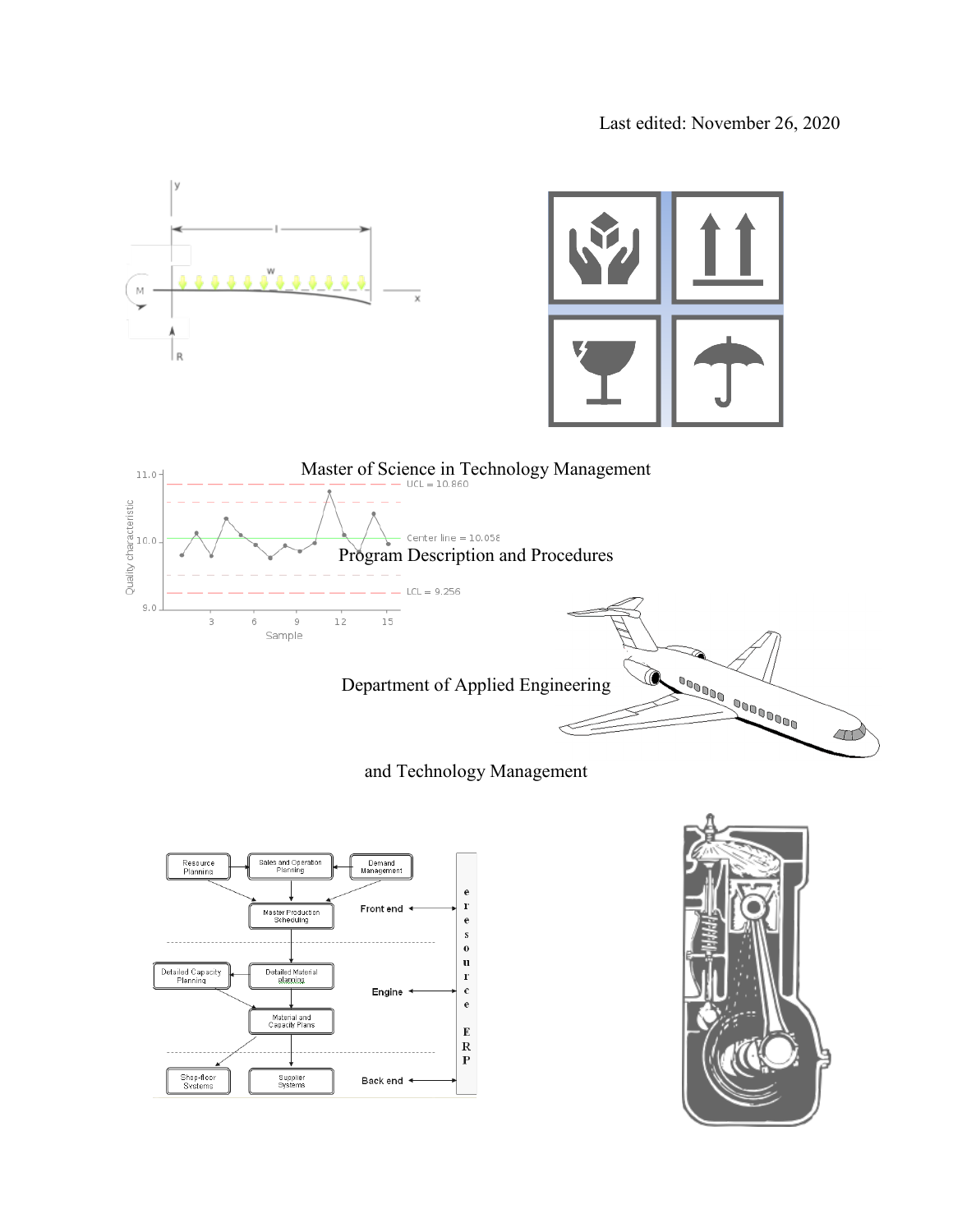Last edited: November 26, 2020

# Master of Science in Technology Management

## Program Description and Procedures

### Department of Applied Engineering and Technology Management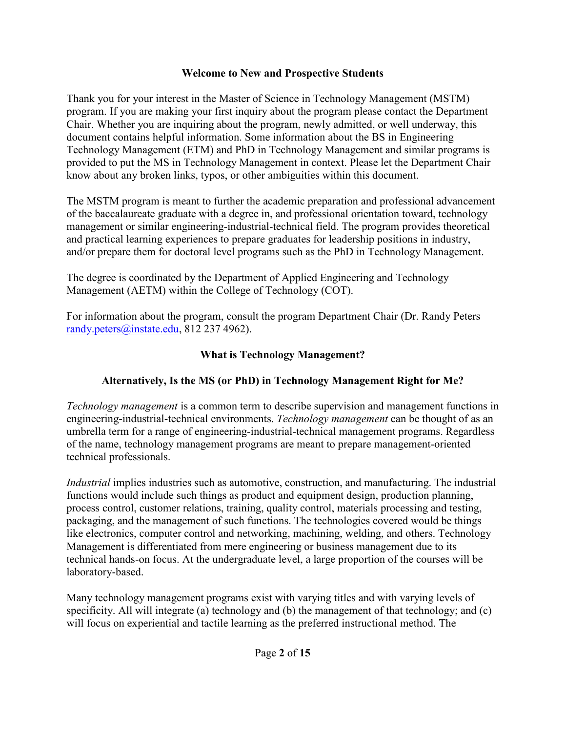## Welcome to New and Prospective Students

Thank you for your interest in the Master of Science in Technology Management (MSTM) program. If you are making your first inquiry about the program please contact the Department Chair. Whether you are inquiring about the program, newly admitted, or well underway, this document contains helpful information. Some information about the BS in Engineering Technology Management (ETM) and PhD in Technology Management and similar programs is provided to put the MS in Technology Management in context. Please let the Department Chair know about any broken links, typos, or other ambiguities within this document.

The MSTM program is meant to further the academic preparation and professional advancement of the baccalaureate graduate with a degree in, and professional orientation toward, technology management or similar engineering-industrial-technical field. The program provides theoretical and practical learning experiences to prepare graduates for leadership positions in industry, and/or prepare them for doctoral level programs such as the PhD in Technology Management.

The degree is coordinated by the Department of Applied Engineering and Technology Management (AETM) within the College of Technology (COT).

For information about the program, consult the program Department Chair (Dr. Randy Peters [randy.peters@instate.edu](mailto:randy.peters@instate.edu), 812 237 4962).

## What is Technology Management?

## Alternatively, Is the MS (or PhD) in Technology Management Right for Me?

*Technology management* is a common term to describe supervision and management functions in engineering-industrial-technical environments. *Technology management* can be thought of as an umbrella term for a range of engineering-industrial-technical management programs. Regardless of the name, technology management programs are meant to prepare management-oriented technical professionals.

*Industrial* implies industries such as automotive, construction, and manufacturing. The industrial functions would include such things as product and equipment design, production planning, process control, customer relations, training, quality control, materials processing and testing, packaging, and the management of such functions. The technologies covered would be things like electronics, computer control and networking, machining, welding, and others. Technology Management is differentiated from mere engineering or business management due to its technical hands-on focus. At the undergraduate level, a large proportion of the courses will be laboratory-based.

Many technology management programs exist with varying titles and with varying levels of specificity. All will integrate (a) technology and (b) the management of that technology; and (c) will focus on experiential and tactile learning as the preferred instructional method. The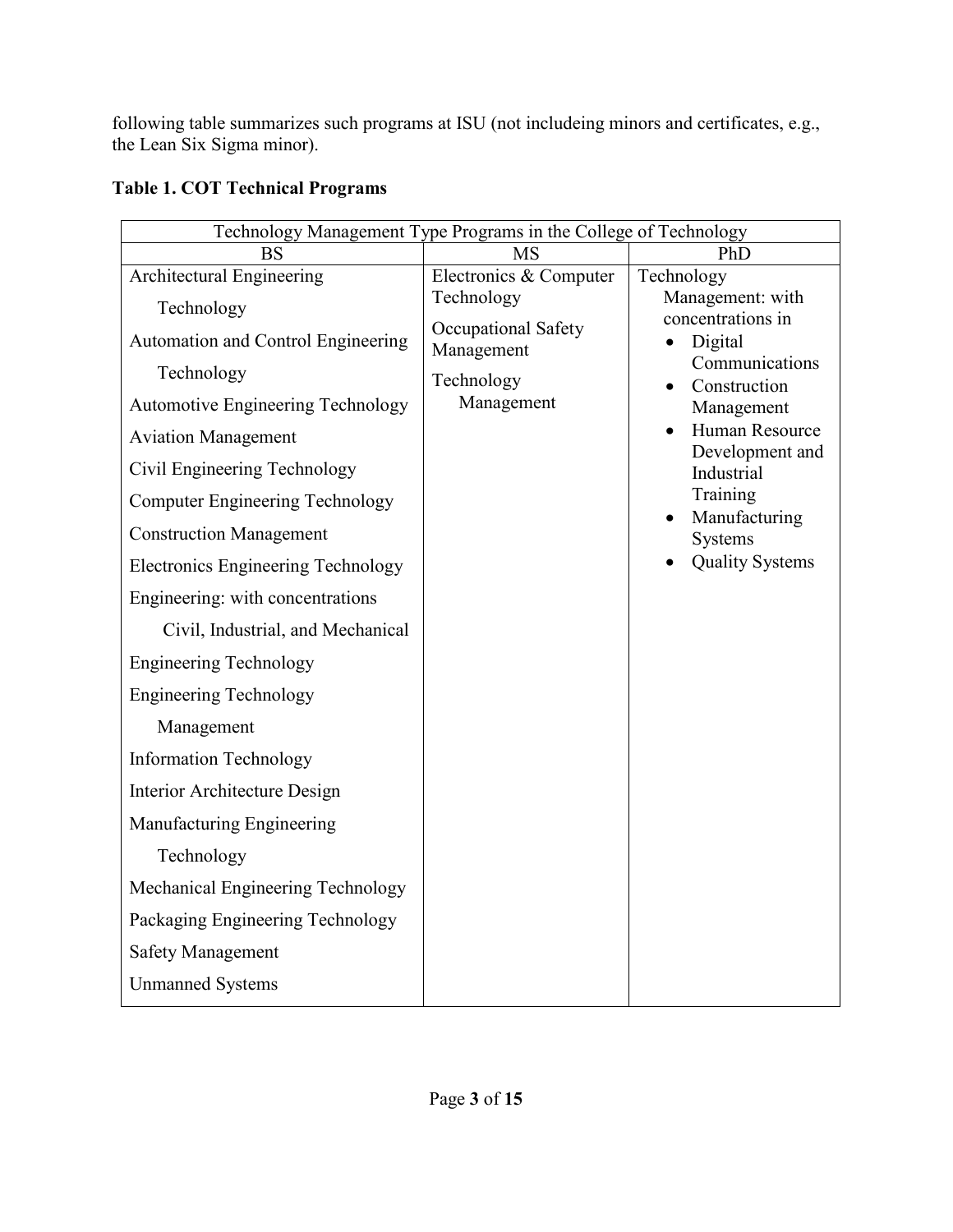following table summarizes such programs at ISU (not includeing minors and certificates, e.g., the Lean Six Sigma minor).

**Table 1. COT Technical Programs**

| Technology Management Type Programs in the College of Technology | | |
|---|---|---|
| BS | MS | PhD |
| Architectural Engineering Technology<br>Automation and Control Engineering Technology<br>Automotive Engineering Technology<br>Aviation Management<br>Civil Engineering Technology<br>Computer Engineering Technology<br>Construction Management<br>Electronics Engineering Technology<br>Engineering: with concentrations Civil, Industrial, and Mechanical<br>Engineering Technology<br>Engineering Technology Management<br>Information Technology<br>Interior Architecture Design<br>Manufacturing Engineering Technology<br>Mechanical Engineering Technology<br>Packaging Engineering Technology<br>Safety Management<br>Unmanned Systems | Electronics & Computer Technology<br>Occupational Safety Management<br>Technology Management | Technology Management: with concentrations in<br>• Digital Communications<br>• Construction Management<br>• Human Resource Development and Industrial Training<br>• Manufacturing Systems<br>• Quality Systems |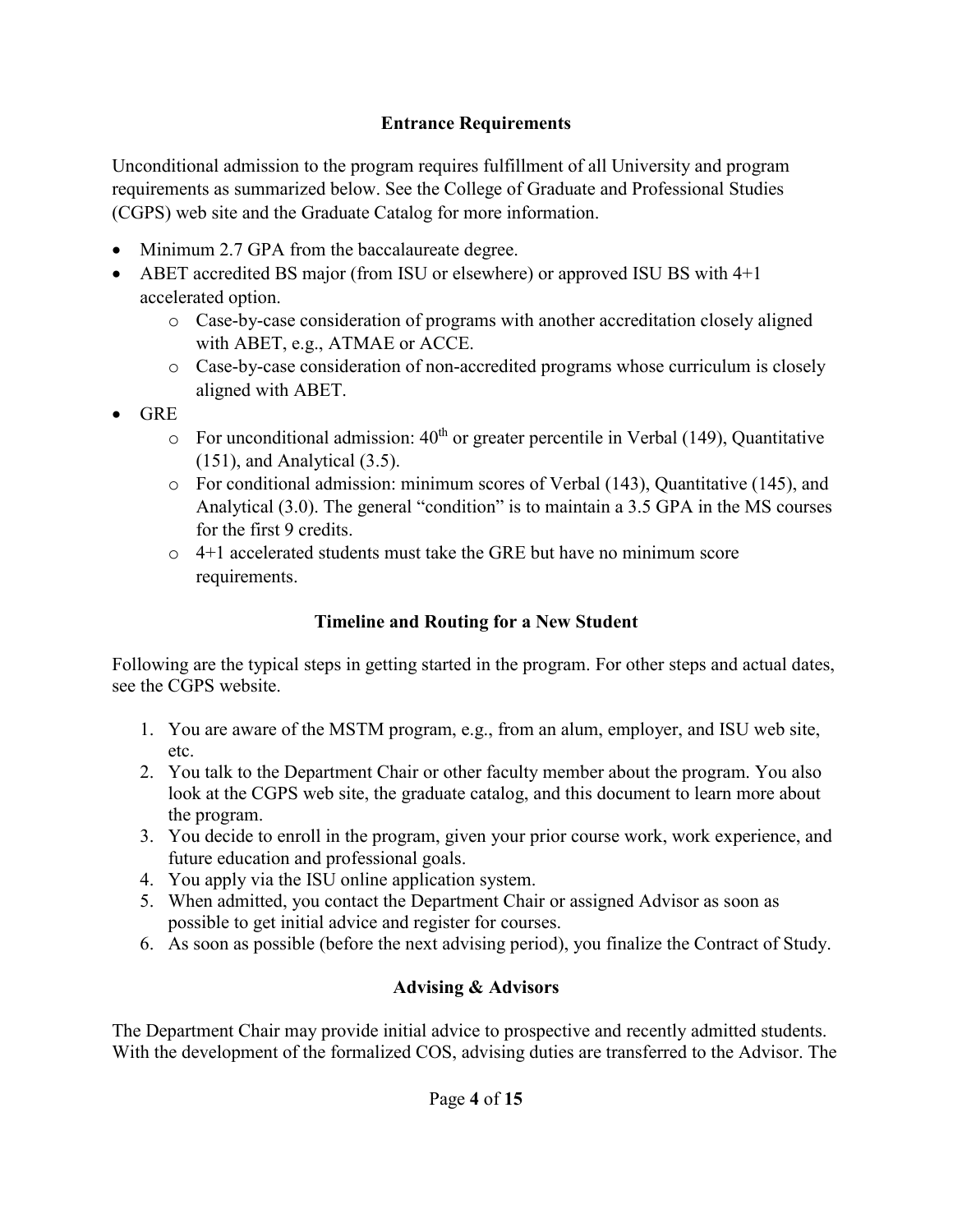## Entrance Requirements

Unconditional admission to the program requires fulfillment of all University and program requirements as summarized below. See the College of Graduate and Professional Studies (CGPS) web site and the Graduate Catalog for more information.

- Minimum 2.7 GPA from the baccalaureate degree.
- ABET accredited BS major (from ISU or elsewhere) or approved ISU BS with 4+1 accelerated option.
  - Case-by-case consideration of programs with another accreditation closely aligned with ABET, e.g., ATMAE or ACCE.
  - Case-by-case consideration of non-accredited programs whose curriculum is closely aligned with ABET.
- GRE
  - For unconditional admission: 40th or greater percentile in Verbal (149), Quantitative (151), and Analytical (3.5).
  - For conditional admission: minimum scores of Verbal (143), Quantitative (145), and Analytical (3.0). The general "condition" is to maintain a 3.5 GPA in the MS courses for the first 9 credits.
  - 4+1 accelerated students must take the GRE but have no minimum score requirements.

## Timeline and Routing for a New Student

Following are the typical steps in getting started in the program. For other steps and actual dates, see the CGPS website.

1. You are aware of the MSTM program, e.g., from an alum, employer, and ISU web site, etc.
2. You talk to the Department Chair or other faculty member about the program. You also look at the CGPS web site, the graduate catalog, and this document to learn more about the program.
3. You decide to enroll in the program, given your prior course work, work experience, and future education and professional goals.
4. You apply via the ISU online application system.
5. When admitted, you contact the Department Chair or assigned Advisor as soon as possible to get initial advice and register for courses.
6. As soon as possible (before the next advising period), you finalize the Contract of Study.

## Advising & Advisors

The Department Chair may provide initial advice to prospective and recently admitted students. With the development of the formalized COS, advising duties are transferred to the Advisor. The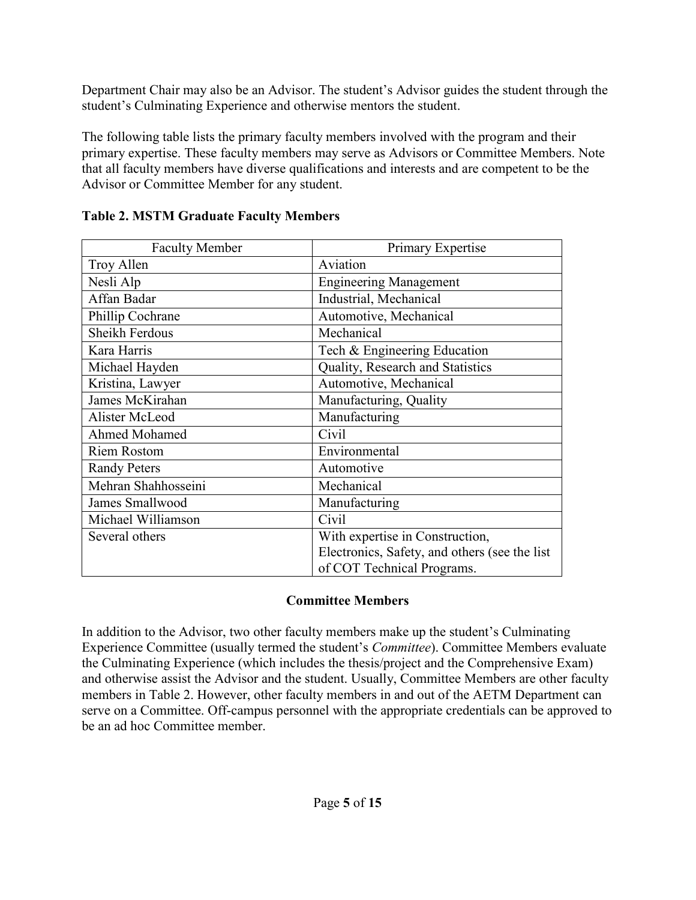Department Chair may also be an Advisor. The student's Advisor guides the student through the student's Culminating Experience and otherwise mentors the student.

The following table lists the primary faculty members involved with the program and their primary expertise. These faculty members may serve as Advisors or Committee Members. Note that all faculty members have diverse qualifications and interests and are competent to be the Advisor or Committee Member for any student.

**Table 2. MSTM Graduate Faculty Members**

| Faculty Member | Primary Expertise |
|---|---|
| Troy Allen | Aviation |
| Nesli Alp | Engineering Management |
| Affan Badar | Industrial, Mechanical |
| Phillip Cochrane | Automotive, Mechanical |
| Sheikh Ferdous | Mechanical |
| Kara Harris | Tech & Engineering Education |
| Michael Hayden | Quality, Research and Statistics |
| Kristina, Lawyer | Automotive, Mechanical |
| James McKirahan | Manufacturing, Quality |
| Alister McLeod | Manufacturing |
| Ahmed Mohamed | Civil |
| Riem Rostom | Environmental |
| Randy Peters | Automotive |
| Mehran Shahhosseini | Mechanical |
| James Smallwood | Manufacturing |
| Michael Williamson | Civil |
| Several others | With expertise in Construction, Electronics, Safety, and others (see the list of COT Technical Programs. |

## Committee Members

In addition to the Advisor, two other faculty members make up the student's Culminating Experience Committee (usually termed the student's *Committee*). Committee Members evaluate the Culminating Experience (which includes the thesis/project and the Comprehensive Exam) and otherwise assist the Advisor and the student. Usually, Committee Members are other faculty members in Table 2. However, other faculty members in and out of the AETM Department can serve on a Committee. Off-campus personnel with the appropriate credentials can be approved to be an ad hoc Committee member.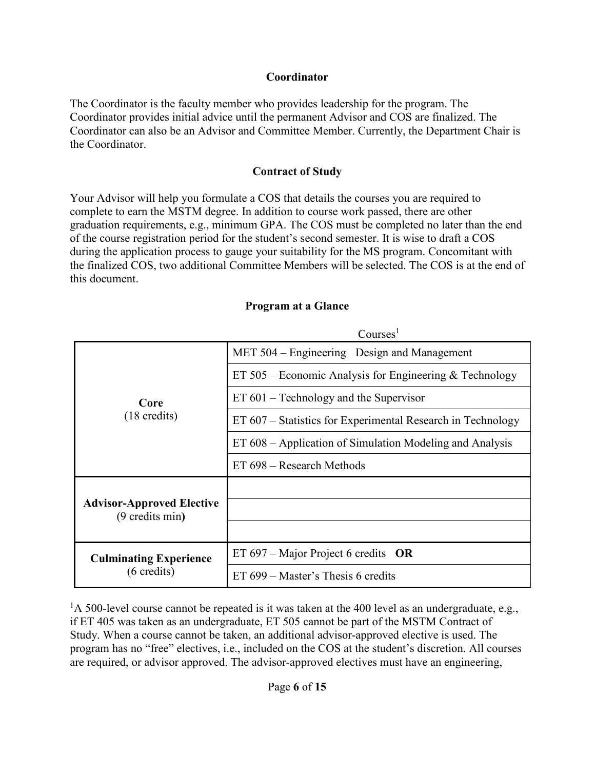### Coordinator

The Coordinator is the faculty member who provides leadership for the program. The Coordinator provides initial advice until the permanent Advisor and COS are finalized. The Coordinator can also be an Advisor and Committee Member. Currently, the Department Chair is the Coordinator.

### Contract of Study

Your Advisor will help you formulate a COS that details the courses you are required to complete to earn the MSTM degree. In addition to course work passed, there are other graduation requirements, e.g., minimum GPA. The COS must be completed no later than the end of the course registration period for the student's second semester. It is wise to draft a COS during the application process to gauge your suitability for the MS program. Concomitant with the finalized COS, two additional Committee Members will be selected. The COS is at the end of this document.

### Program at a Glance

| | Courses[1] |
|---|---|
| **Core** (18 credits) | MET 504 – Engineering Design and Management |
| | ET 505 – Economic Analysis for Engineering & Technology |
| | ET 601 – Technology and the Supervisor |
| | ET 607 – Statistics for Experimental Research in Technology |
| | ET 608 – Application of Simulation Modeling and Analysis |
| | ET 698 – Research Methods |
| **Advisor-Approved Elective** (9 credits min) | |
| | |
| | |
| **Culminating Experience** (6 credits) | ET 697 – Major Project 6 credits **OR** |
| | ET 699 – Master's Thesis 6 credits |

[1]A 500-level course cannot be repeated is it was taken at the 400 level as an undergraduate, e.g., if ET 405 was taken as an undergraduate, ET 505 cannot be part of the MSTM Contract of Study. When a course cannot be taken, an additional advisor-approved elective is used. The program has no "free" electives, i.e., included on the COS at the student's discretion. All courses are required, or advisor approved. The advisor-approved electives must have an engineering,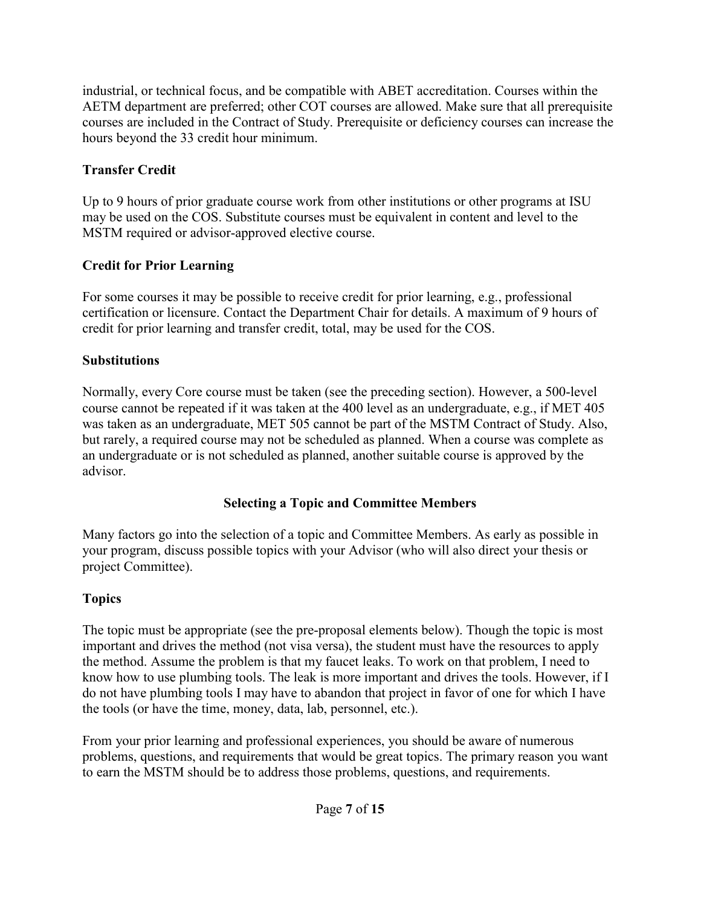industrial, or technical focus, and be compatible with ABET accreditation. Courses within the AETM department are preferred; other COT courses are allowed. Make sure that all prerequisite courses are included in the Contract of Study. Prerequisite or deficiency courses can increase the hours beyond the 33 credit hour minimum.

### Transfer Credit

Up to 9 hours of prior graduate course work from other institutions or other programs at ISU may be used on the COS. Substitute courses must be equivalent in content and level to the MSTM required or advisor-approved elective course.

### Credit for Prior Learning

For some courses it may be possible to receive credit for prior learning, e.g., professional certification or licensure. Contact the Department Chair for details. A maximum of 9 hours of credit for prior learning and transfer credit, total, may be used for the COS.

### Substitutions

Normally, every Core course must be taken (see the preceding section). However, a 500-level course cannot be repeated if it was taken at the 400 level as an undergraduate, e.g., if MET 405 was taken as an undergraduate, MET 505 cannot be part of the MSTM Contract of Study. Also, but rarely, a required course may not be scheduled as planned. When a course was complete as an undergraduate or is not scheduled as planned, another suitable course is approved by the advisor.

## Selecting a Topic and Committee Members

Many factors go into the selection of a topic and Committee Members. As early as possible in your program, discuss possible topics with your Advisor (who will also direct your thesis or project Committee).

### Topics

The topic must be appropriate (see the pre-proposal elements below). Though the topic is most important and drives the method (not visa versa), the student must have the resources to apply the method. Assume the problem is that my faucet leaks. To work on that problem, I need to know how to use plumbing tools. The leak is more important and drives the tools. However, if I do not have plumbing tools I may have to abandon that project in favor of one for which I have the tools (or have the time, money, data, lab, personnel, etc.).

From your prior learning and professional experiences, you should be aware of numerous problems, questions, and requirements that would be great topics. The primary reason you want to earn the MSTM should be to address those problems, questions, and requirements.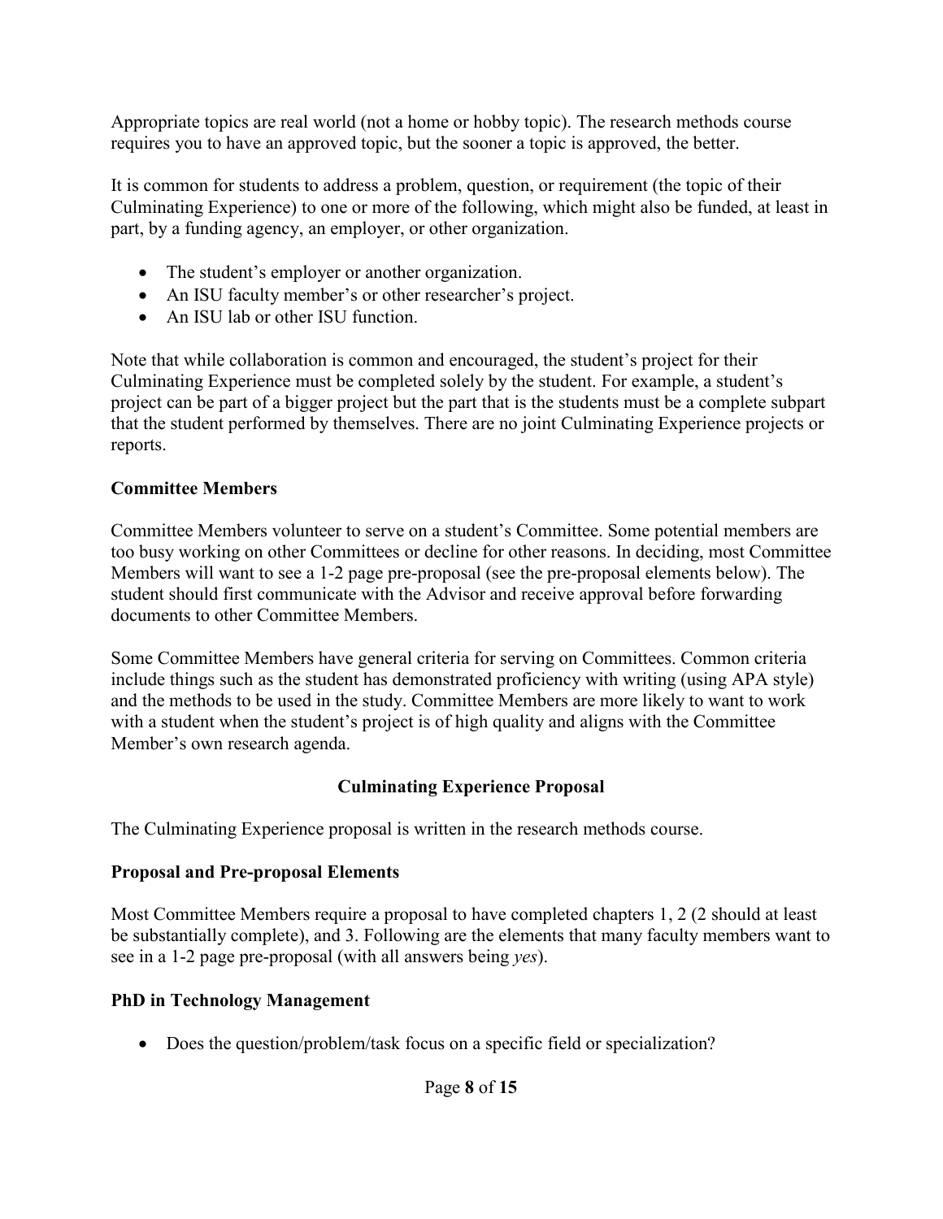Appropriate topics are real world (not a home or hobby topic). The research methods course requires you to have an approved topic, but the sooner a topic is approved, the better.

It is common for students to address a problem, question, or requirement (the topic of their Culminating Experience) to one or more of the following, which might also be funded, at least in part, by a funding agency, an employer, or other organization.

- The student's employer or another organization.
- An ISU faculty member's or other researcher's project.
- An ISU lab or other ISU function.

Note that while collaboration is common and encouraged, the student's project for their Culminating Experience must be completed solely by the student. For example, a student's project can be part of a bigger project but the part that is the students must be a complete subpart that the student performed by themselves. There are no joint Culminating Experience projects or reports.

**Committee Members**

Committee Members volunteer to serve on a student's Committee. Some potential members are too busy working on other Committees or decline for other reasons. In deciding, most Committee Members will want to see a 1-2 page pre-proposal (see the pre-proposal elements below). The student should first communicate with the Advisor and receive approval before forwarding documents to other Committee Members.

Some Committee Members have general criteria for serving on Committees. Common criteria include things such as the student has demonstrated proficiency with writing (using APA style) and the methods to be used in the study. Committee Members are more likely to want to work with a student when the student's project is of high quality and aligns with the Committee Member's own research agenda.

## Culminating Experience Proposal

The Culminating Experience proposal is written in the research methods course.

**Proposal and Pre-proposal Elements**

Most Committee Members require a proposal to have completed chapters 1, 2 (2 should at least be substantially complete), and 3. Following are the elements that many faculty members want to see in a 1-2 page pre-proposal (with all answers being *yes*).

**PhD in Technology Management**

- Does the question/problem/task focus on a specific field or specialization?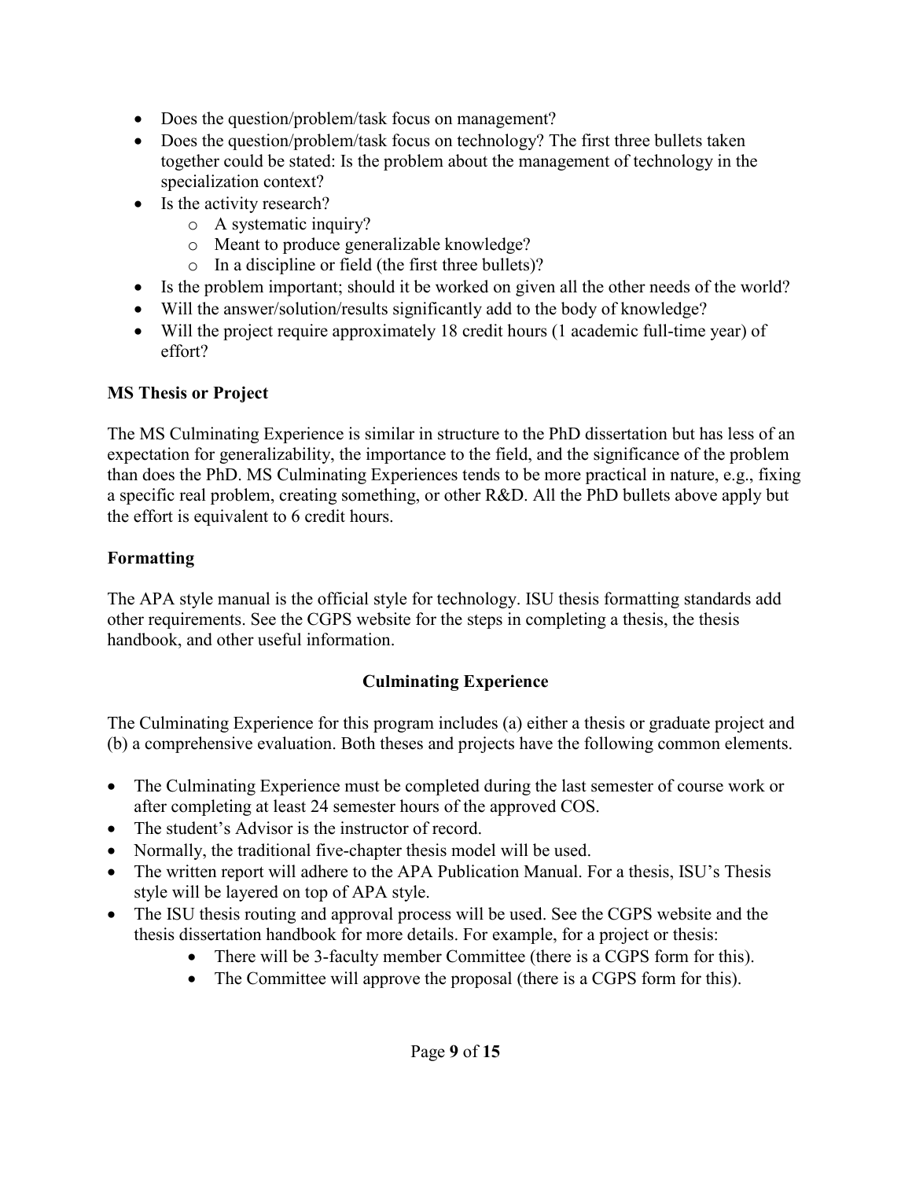- Does the question/problem/task focus on management?
- Does the question/problem/task focus on technology? The first three bullets taken together could be stated: Is the problem about the management of technology in the specialization context?
- Is the activity research?
    - A systematic inquiry?
    - Meant to produce generalizable knowledge?
    - In a discipline or field (the first three bullets)?
- Is the problem important; should it be worked on given all the other needs of the world?
- Will the answer/solution/results significantly add to the body of knowledge?
- Will the project require approximately 18 credit hours (1 academic full-time year) of effort?

**MS Thesis or Project**

The MS Culminating Experience is similar in structure to the PhD dissertation but has less of an expectation for generalizability, the importance to the field, and the significance of the problem than does the PhD. MS Culminating Experiences tends to be more practical in nature, e.g., fixing a specific real problem, creating something, or other R&D. All the PhD bullets above apply but the effort is equivalent to 6 credit hours.

**Formatting**

The APA style manual is the official style for technology. ISU thesis formatting standards add other requirements. See the CGPS website for the steps in completing a thesis, the thesis handbook, and other useful information.

## Culminating Experience

The Culminating Experience for this program includes (a) either a thesis or graduate project and (b) a comprehensive evaluation. Both theses and projects have the following common elements.

- The Culminating Experience must be completed during the last semester of course work or after completing at least 24 semester hours of the approved COS.
- The student's Advisor is the instructor of record.
- Normally, the traditional five-chapter thesis model will be used.
- The written report will adhere to the APA Publication Manual. For a thesis, ISU's Thesis style will be layered on top of APA style.
- The ISU thesis routing and approval process will be used. See the CGPS website and the thesis dissertation handbook for more details. For example, for a project or thesis:
    - There will be 3-faculty member Committee (there is a CGPS form for this).
    - The Committee will approve the proposal (there is a CGPS form for this).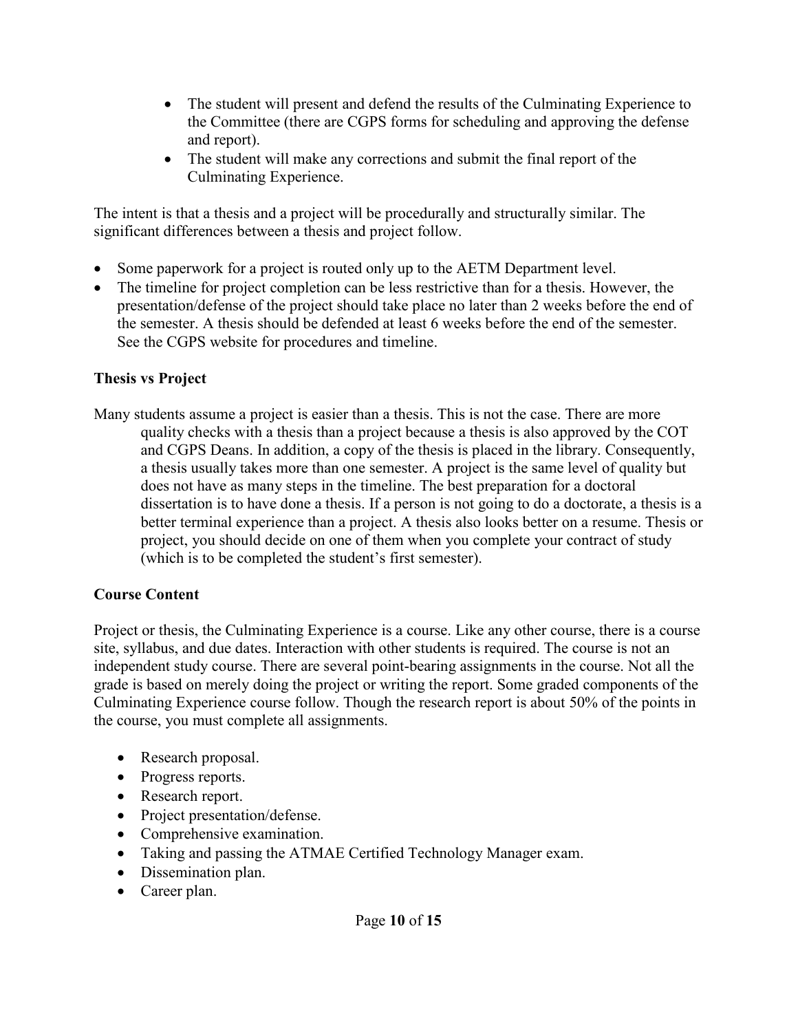- The student will present and defend the results of the Culminating Experience to the Committee (there are CGPS forms for scheduling and approving the defense and report).
- The student will make any corrections and submit the final report of the Culminating Experience.

The intent is that a thesis and a project will be procedurally and structurally similar. The significant differences between a thesis and project follow.

- Some paperwork for a project is routed only up to the AETM Department level.
- The timeline for project completion can be less restrictive than for a thesis. However, the presentation/defense of the project should take place no later than 2 weeks before the end of the semester. A thesis should be defended at least 6 weeks before the end of the semester. See the CGPS website for procedures and timeline.

**Thesis vs Project**

Many students assume a project is easier than a thesis. This is not the case. There are more quality checks with a thesis than a project because a thesis is also approved by the COT and CGPS Deans. In addition, a copy of the thesis is placed in the library. Consequently, a thesis usually takes more than one semester. A project is the same level of quality but does not have as many steps in the timeline. The best preparation for a doctoral dissertation is to have done a thesis. If a person is not going to do a doctorate, a thesis is a better terminal experience than a project. A thesis also looks better on a resume. Thesis or project, you should decide on one of them when you complete your contract of study (which is to be completed the student's first semester).

**Course Content**

Project or thesis, the Culminating Experience is a course. Like any other course, there is a course site, syllabus, and due dates. Interaction with other students is required. The course is not an independent study course. There are several point-bearing assignments in the course. Not all the grade is based on merely doing the project or writing the report. Some graded components of the Culminating Experience course follow. Though the research report is about 50% of the points in the course, you must complete all assignments.

- Research proposal.
- Progress reports.
- Research report.
- Project presentation/defense.
- Comprehensive examination.
- Taking and passing the ATMAE Certified Technology Manager exam.
- Dissemination plan.
- Career plan.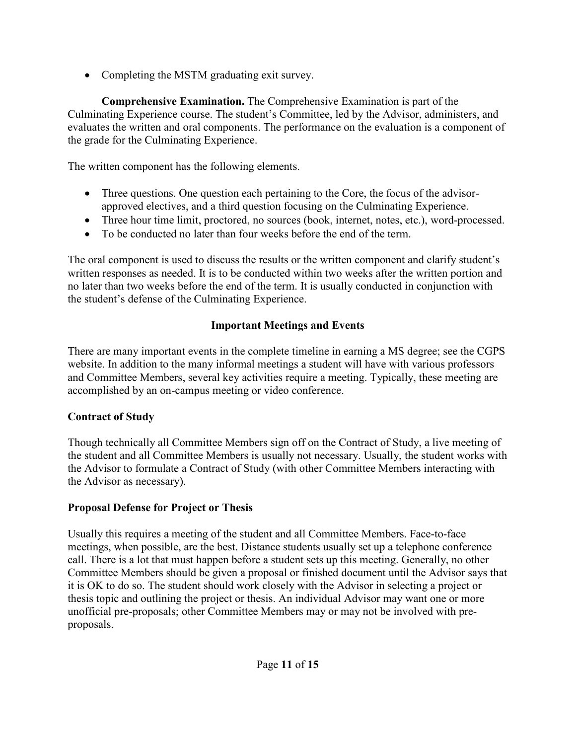- Completing the MSTM graduating exit survey.

**Comprehensive Examination.** The Comprehensive Examination is part of the Culminating Experience course. The student's Committee, led by the Advisor, administers, and evaluates the written and oral components. The performance on the evaluation is a component of the grade for the Culminating Experience.

The written component has the following elements.

- Three questions. One question each pertaining to the Core, the focus of the advisor-approved electives, and a third question focusing on the Culminating Experience.
- Three hour time limit, proctored, no sources (book, internet, notes, etc.), word-processed.
- To be conducted no later than four weeks before the end of the term.

The oral component is used to discuss the results or the written component and clarify student's written responses as needed. It is to be conducted within two weeks after the written portion and no later than two weeks before the end of the term. It is usually conducted in conjunction with the student's defense of the Culminating Experience.

## Important Meetings and Events

There are many important events in the complete timeline in earning a MS degree; see the CGPS website. In addition to the many informal meetings a student will have with various professors and Committee Members, several key activities require a meeting. Typically, these meeting are accomplished by an on-campus meeting or video conference.

### Contract of Study

Though technically all Committee Members sign off on the Contract of Study, a live meeting of the student and all Committee Members is usually not necessary. Usually, the student works with the Advisor to formulate a Contract of Study (with other Committee Members interacting with the Advisor as necessary).

### Proposal Defense for Project or Thesis

Usually this requires a meeting of the student and all Committee Members. Face-to-face meetings, when possible, are the best. Distance students usually set up a telephone conference call. There is a lot that must happen before a student sets up this meeting. Generally, no other Committee Members should be given a proposal or finished document until the Advisor says that it is OK to do so. The student should work closely with the Advisor in selecting a project or thesis topic and outlining the project or thesis. An individual Advisor may want one or more unofficial pre-proposals; other Committee Members may or may not be involved with pre-proposals.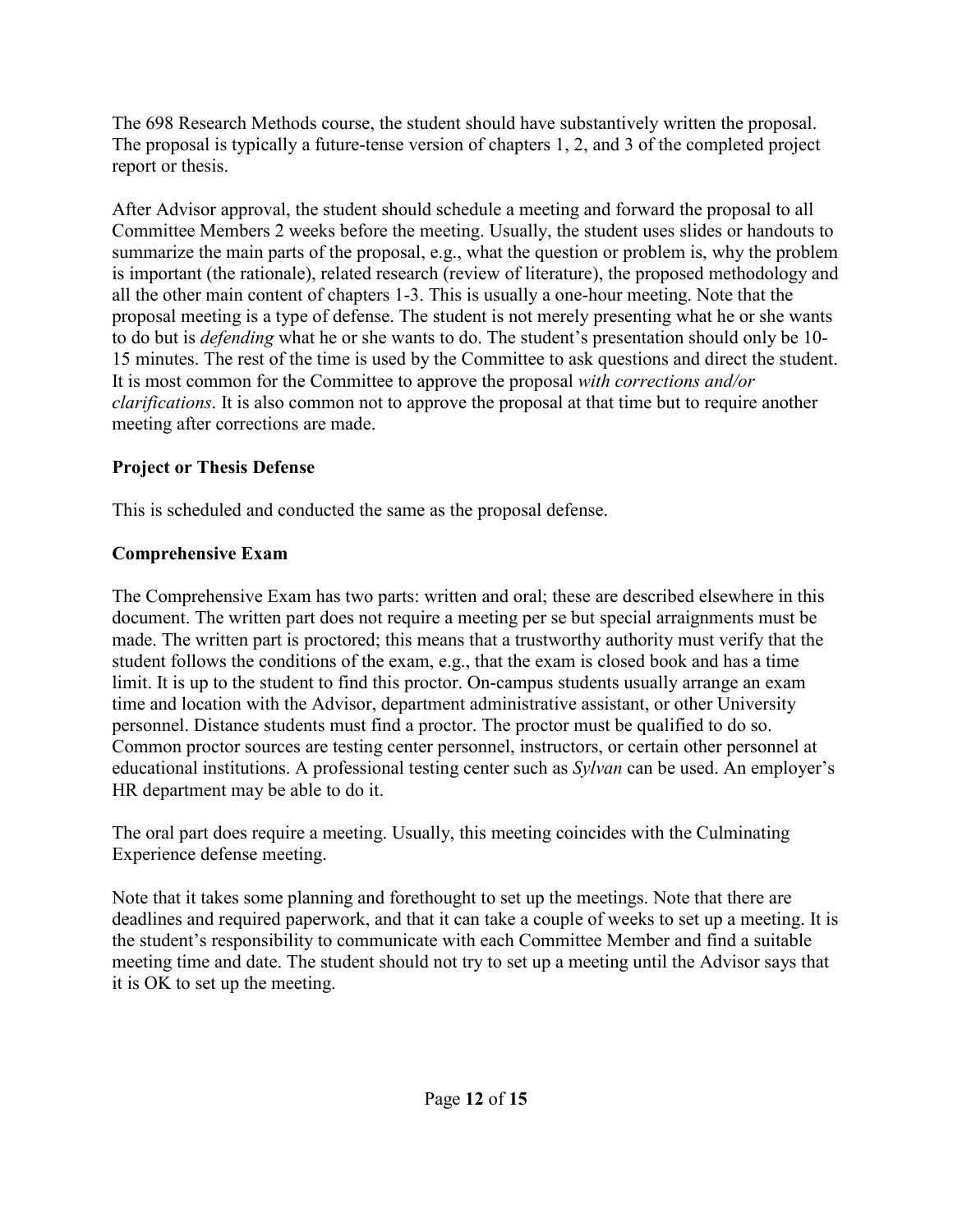The 698 Research Methods course, the student should have substantively written the proposal. The proposal is typically a future-tense version of chapters 1, 2, and 3 of the completed project report or thesis.

After Advisor approval, the student should schedule a meeting and forward the proposal to all Committee Members 2 weeks before the meeting. Usually, the student uses slides or handouts to summarize the main parts of the proposal, e.g., what the question or problem is, why the problem is important (the rationale), related research (review of literature), the proposed methodology and all the other main content of chapters 1-3. This is usually a one-hour meeting. Note that the proposal meeting is a type of defense. The student is not merely presenting what he or she wants to do but is *defending* what he or she wants to do. The student's presentation should only be 10-15 minutes. The rest of the time is used by the Committee to ask questions and direct the student. It is most common for the Committee to approve the proposal *with corrections and/or clarifications*. It is also common not to approve the proposal at that time but to require another meeting after corrections are made.

**Project or Thesis Defense**

This is scheduled and conducted the same as the proposal defense.

**Comprehensive Exam**

The Comprehensive Exam has two parts: written and oral; these are described elsewhere in this document. The written part does not require a meeting per se but special arraignments must be made. The written part is proctored; this means that a trustworthy authority must verify that the student follows the conditions of the exam, e.g., that the exam is closed book and has a time limit. It is up to the student to find this proctor. On-campus students usually arrange an exam time and location with the Advisor, department administrative assistant, or other University personnel. Distance students must find a proctor. The proctor must be qualified to do so. Common proctor sources are testing center personnel, instructors, or certain other personnel at educational institutions. A professional testing center such as *Sylvan* can be used. An employer's HR department may be able to do it.

The oral part does require a meeting. Usually, this meeting coincides with the Culminating Experience defense meeting.

Note that it takes some planning and forethought to set up the meetings. Note that there are deadlines and required paperwork, and that it can take a couple of weeks to set up a meeting. It is the student's responsibility to communicate with each Committee Member and find a suitable meeting time and date. The student should not try to set up a meeting until the Advisor says that it is OK to set up the meeting.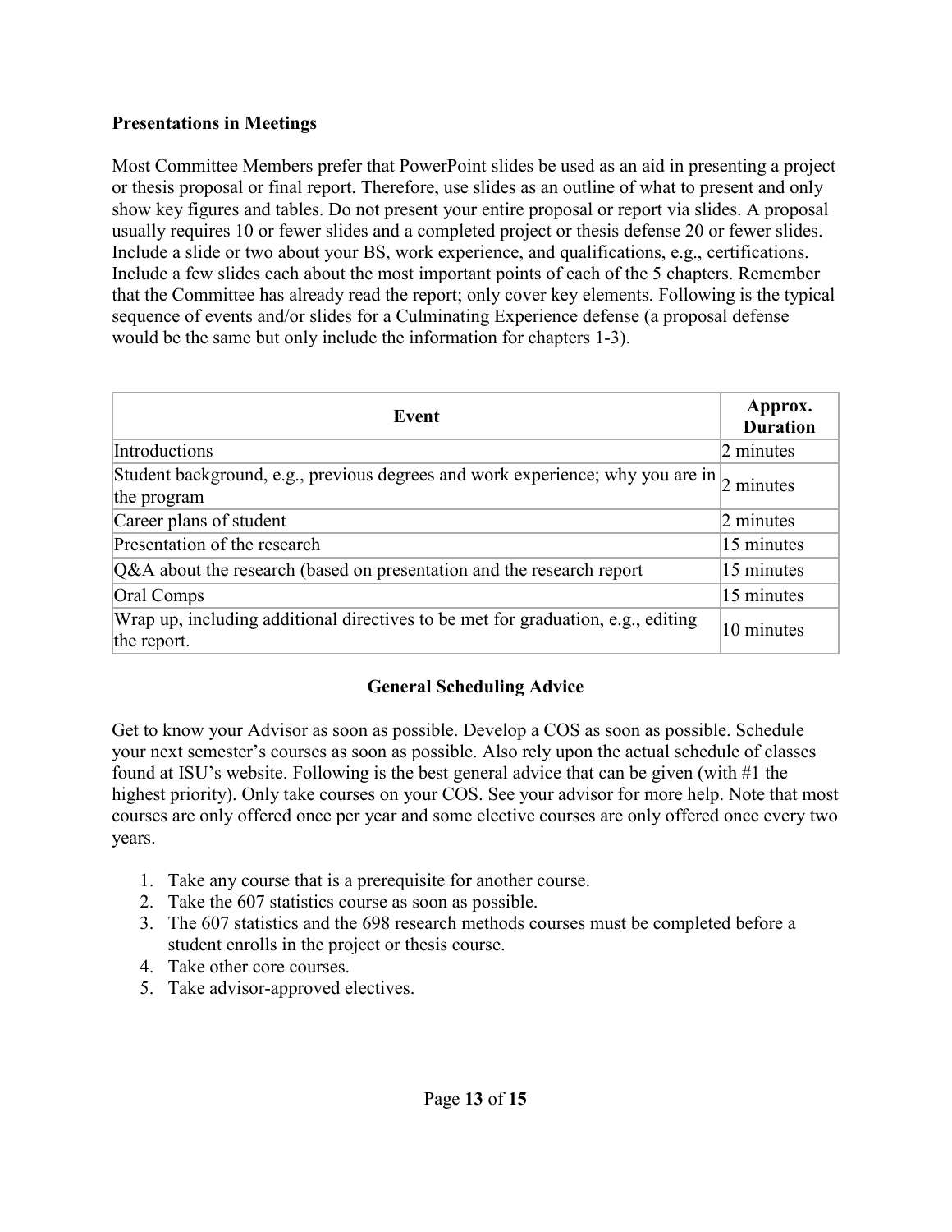**Presentations in Meetings**

Most Committee Members prefer that PowerPoint slides be used as an aid in presenting a project or thesis proposal or final report. Therefore, use slides as an outline of what to present and only show key figures and tables. Do not present your entire proposal or report via slides. A proposal usually requires 10 or fewer slides and a completed project or thesis defense 20 or fewer slides. Include a slide or two about your BS, work experience, and qualifications, e.g., certifications. Include a few slides each about the most important points of each of the 5 chapters. Remember that the Committee has already read the report; only cover key elements. Following is the typical sequence of events and/or slides for a Culminating Experience defense (a proposal defense would be the same but only include the information for chapters 1-3).

| Event | Approx. Duration |
| --- | --- |
| Introductions | 2 minutes |
| Student background, e.g., previous degrees and work experience; why you are in the program | 2 minutes |
| Career plans of student | 2 minutes |
| Presentation of the research | 15 minutes |
| Q&A about the research (based on presentation and the research report | 15 minutes |
| Oral Comps | 15 minutes |
| Wrap up, including additional directives to be met for graduation, e.g., editing the report. | 10 minutes |

**General Scheduling Advice**

Get to know your Advisor as soon as possible. Develop a COS as soon as possible. Schedule your next semester's courses as soon as possible. Also rely upon the actual schedule of classes found at ISU's website. Following is the best general advice that can be given (with #1 the highest priority). Only take courses on your COS. See your advisor for more help. Note that most courses are only offered once per year and some elective courses are only offered once every two years.

1. Take any course that is a prerequisite for another course.
2. Take the 607 statistics course as soon as possible.
3. The 607 statistics and the 698 research methods courses must be completed before a student enrolls in the project or thesis course.
4. Take other core courses.
5. Take advisor-approved electives.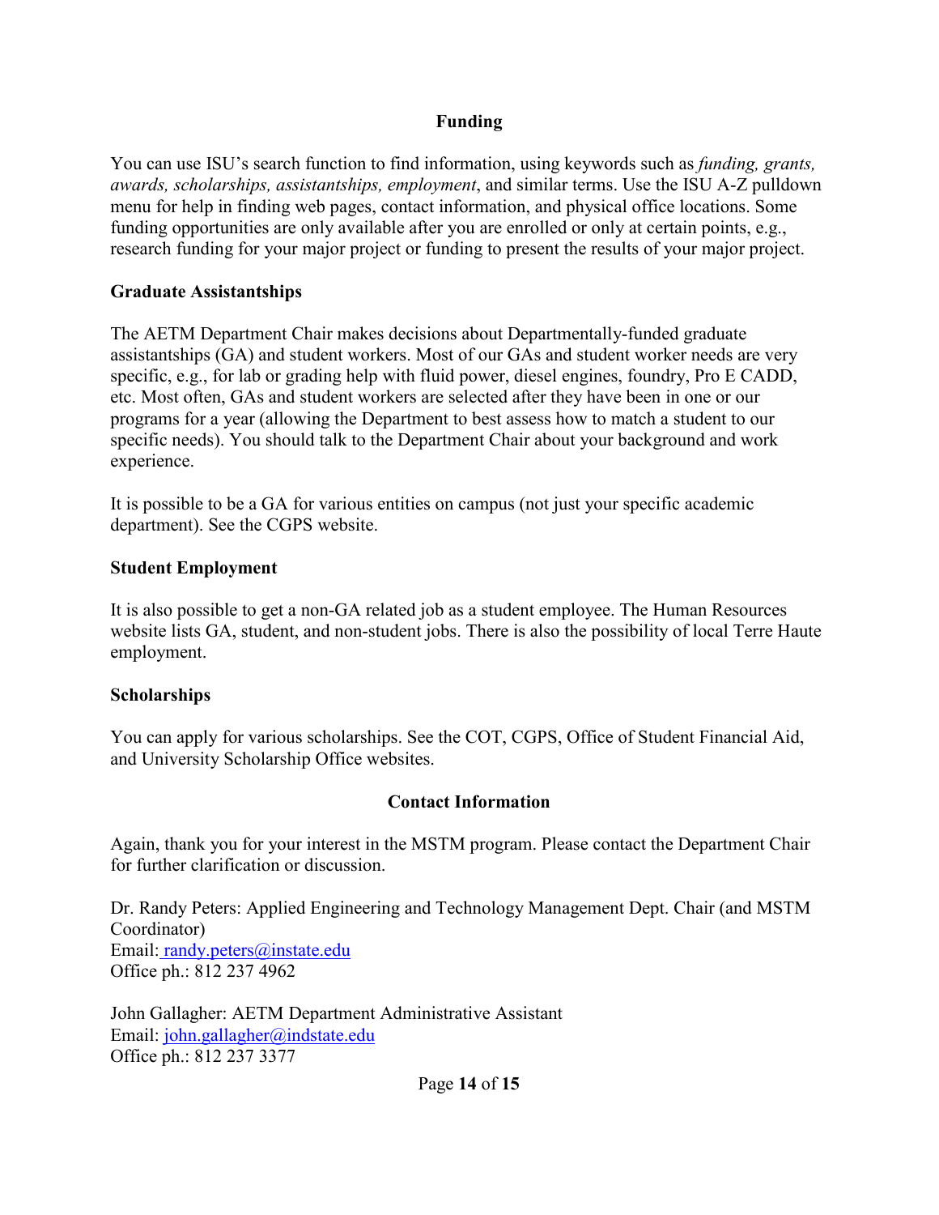## Funding

You can use ISU's search function to find information, using keywords such as *funding, grants, awards, scholarships, assistantships, employment*, and similar terms. Use the ISU A-Z pulldown menu for help in finding web pages, contact information, and physical office locations. Some funding opportunities are only available after you are enrolled or only at certain points, e.g., research funding for your major project or funding to present the results of your major project.

### Graduate Assistantships

The AETM Department Chair makes decisions about Departmentally-funded graduate assistantships (GA) and student workers. Most of our GAs and student worker needs are very specific, e.g., for lab or grading help with fluid power, diesel engines, foundry, Pro E CADD, etc. Most often, GAs and student workers are selected after they have been in one or our programs for a year (allowing the Department to best assess how to match a student to our specific needs). You should talk to the Department Chair about your background and work experience.

It is possible to be a GA for various entities on campus (not just your specific academic department). See the CGPS website.

### Student Employment

It is also possible to get a non-GA related job as a student employee. The Human Resources website lists GA, student, and non-student jobs. There is also the possibility of local Terre Haute employment.

### Scholarships

You can apply for various scholarships. See the COT, CGPS, Office of Student Financial Aid, and University Scholarship Office websites.

## Contact Information

Again, thank you for your interest in the MSTM program. Please contact the Department Chair for further clarification or discussion.

Dr. Randy Peters: Applied Engineering and Technology Management Dept. Chair (and MSTM Coordinator)
Email: randy.peters@instate.edu
Office ph.: 812 237 4962

John Gallagher: AETM Department Administrative Assistant
Email: john.gallagher@indstate.edu
Office ph.: 812 237 3377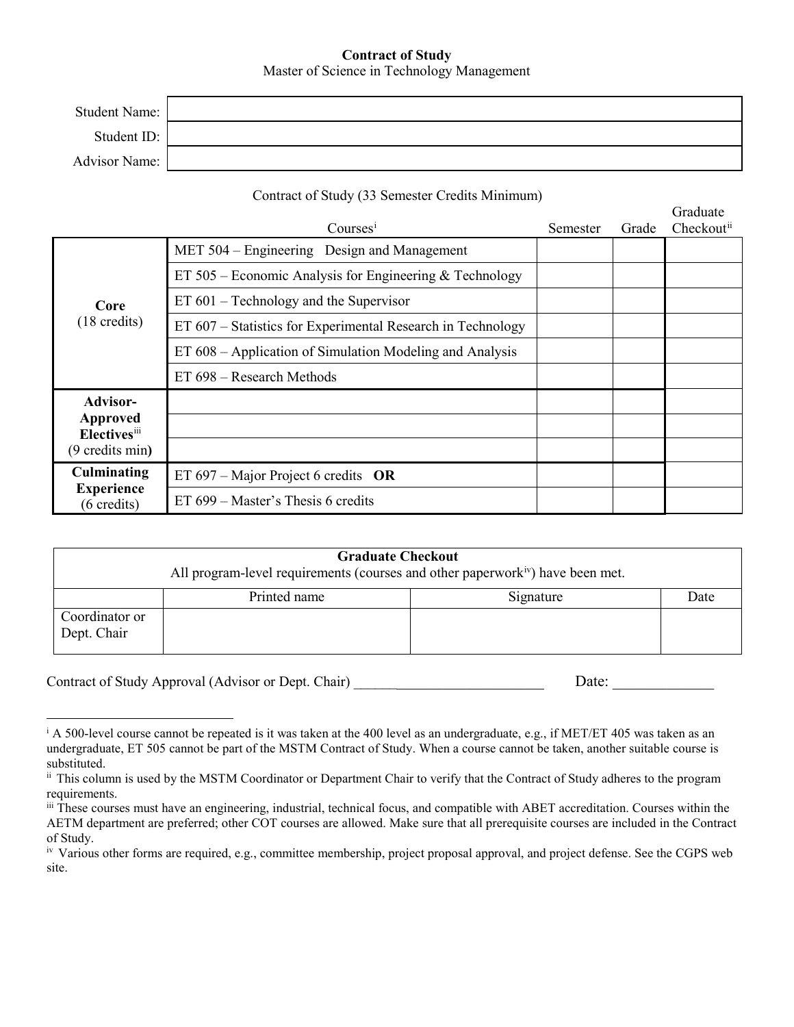**Contract of Study**
Master of Science in Technology Management

| | |
|---|---|
| Student Name: | |
| Student ID: | |
| Advisor Name: | |

Contract of Study (33 Semester Credits Minimum)

| | Courses[i] | Semester | Grade | Graduate Checkout[ii] |
|---|---|---|---|---|
| **Core** (18 credits) | MET 504 – Engineering Design and Management | | | |
| | ET 505 – Economic Analysis for Engineering & Technology | | | |
| | ET 601 – Technology and the Supervisor | | | |
| | ET 607 – Statistics for Experimental Research in Technology | | | |
| | ET 608 – Application of Simulation Modeling and Analysis | | | |
| | ET 698 – Research Methods | | | |
| **Advisor-Approved Electives**[iii] (9 credits min**)** | | | | |
| | | | | |
| | | | | |
| **Culminating Experience** (6 credits) | ET 697 – Major Project 6 credits **OR** | | | |
| | ET 699 – Master's Thesis 6 credits | | | |

| **Graduate Checkout** All program-level requirements (courses and other paperwork[iv]) have been met. | | | |
|---|---|---|---|
| | Printed name | Signature | Date |
| Coordinator or Dept. Chair | | | |

Contract of Study Approval (Advisor or Dept. Chair) ___________________________ Date: _____________

---

[i] A 500-level course cannot be repeated is it was taken at the 400 level as an undergraduate, e.g., if MET/ET 405 was taken as an undergraduate, ET 505 cannot be part of the MSTM Contract of Study. When a course cannot be taken, another suitable course is substituted.

[ii] This column is used by the MSTM Coordinator or Department Chair to verify that the Contract of Study adheres to the program requirements.

[iii] These courses must have an engineering, industrial, technical focus, and compatible with ABET accreditation. Courses within the AETM department are preferred; other COT courses are allowed. Make sure that all prerequisite courses are included in the Contract of Study.

[iv] Various other forms are required, e.g., committee membership, project proposal approval, and project defense. See the CGPS web site.